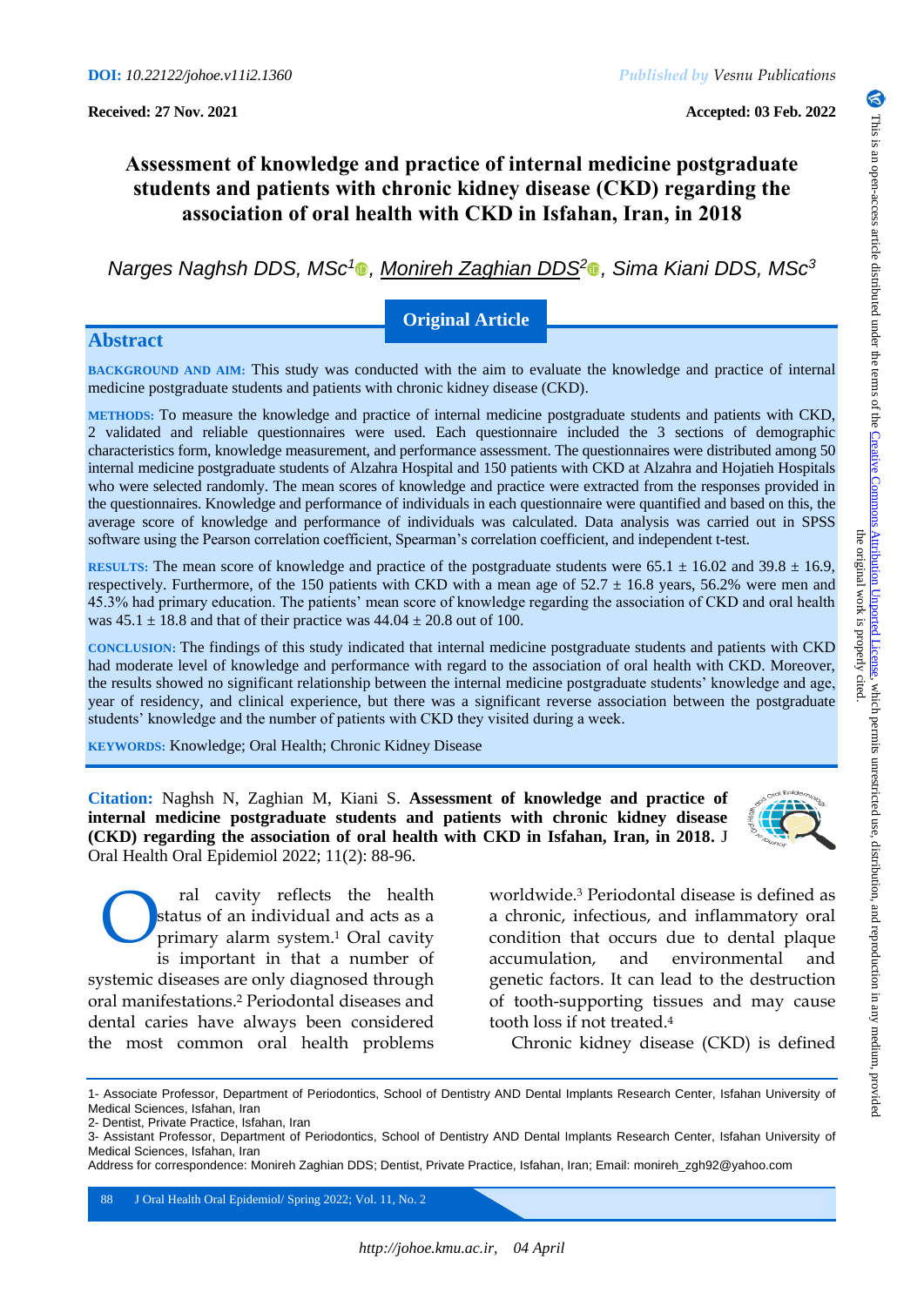**DOI:** *10.22122/johoe.v11i2.1360*

*Published by Vesnu Publications*

**Received: 27 Nov. 2021** **Accepted: 03 Feb. 2022**

# Assessment of knowledge and practice of internal medicine postgraduate students and patients with chronic kidney disease (CKD) regarding the association of oral health with CKD in Isfahan, Iran, in 2018

*Narges Naghsh DDS, MSc[1], Monireh Zaghian DDS[2], Sima Kiani DDS, MSc[3]*

**Original Article**

## Abstract

**BACKGROUND AND AIM:** This study was conducted with the aim to evaluate the knowledge and practice of internal medicine postgraduate students and patients with chronic kidney disease (CKD).

**METHODS:** To measure the knowledge and practice of internal medicine postgraduate students and patients with CKD, 2 validated and reliable questionnaires were used. Each questionnaire included the 3 sections of demographic characteristics form, knowledge measurement, and performance assessment. The questionnaires were distributed among 50 internal medicine postgraduate students of Alzahra Hospital and 150 patients with CKD at Alzahra and Hojatieh Hospitals who were selected randomly. The mean scores of knowledge and practice were extracted from the responses provided in the questionnaires. Knowledge and performance of individuals in each questionnaire were quantified and based on this, the average score of knowledge and performance of individuals was calculated. Data analysis was carried out in SPSS software using the Pearson correlation coefficient, Spearman's correlation coefficient, and independent t-test.

**RESULTS:** The mean score of knowledge and practice of the postgraduate students were 65.1 ± 16.02 and 39.8 ± 16.9, respectively. Furthermore, of the 150 patients with CKD with a mean age of 52.7 ± 16.8 years, 56.2% were men and 45.3% had primary education. The patients' mean score of knowledge regarding the association of CKD and oral health was 45.1 ± 18.8 and that of their practice was 44.04 ± 20.8 out of 100.

**CONCLUSION:** The findings of this study indicated that internal medicine postgraduate students and patients with CKD had moderate level of knowledge and performance with regard to the association of oral health with CKD. Moreover, the results showed no significant relationship between the internal medicine postgraduate students' knowledge and age, year of residency, and clinical experience, but there was a significant reverse association between the postgraduate students' knowledge and the number of patients with CKD they visited during a week.

**KEYWORDS:** Knowledge; Oral Health; Chronic Kidney Disease

**Citation:** Naghsh N, Zaghian M, Kiani S. **Assessment of knowledge and practice of internal medicine postgraduate students and patients with chronic kidney disease (CKD) regarding the association of oral health with CKD in Isfahan, Iran, in 2018.** J Oral Health Oral Epidemiol 2022; 11(2): 88-96.

Oral cavity reflects the health status of an individual and acts as a primary alarm system.[1] Oral cavity is important in that a number of systemic diseases are only diagnosed through oral manifestations.[2] Periodontal diseases and dental caries have always been considered the most common oral health problems worldwide.[3] Periodontal disease is defined as a chronic, infectious, and inflammatory oral condition that occurs due to dental plaque accumulation, and environmental and genetic factors. It can lead to the destruction of tooth-supporting tissues and may cause tooth loss if not treated.[4]

Chronic kidney disease (CKD) is defined

---

1- Associate Professor, Department of Periodontics, School of Dentistry AND Dental Implants Research Center, Isfahan University of Medical Sciences, Isfahan, Iran

2- Dentist, Private Practice, Isfahan, Iran

3- Assistant Professor, Department of Periodontics, School of Dentistry AND Dental Implants Research Center, Isfahan University of Medical Sciences, Isfahan, Iran

Address for correspondence: Monireh Zaghian DDS; Dentist, Private Practice, Isfahan, Iran; Email: monireh_zgh92@yahoo.com

This is an open-access article distributed under the terms of the Creative Commons Attribution Unported License, which permits unrestricted use, distribution, and reproduction in any medium, provided the original work is properly cited.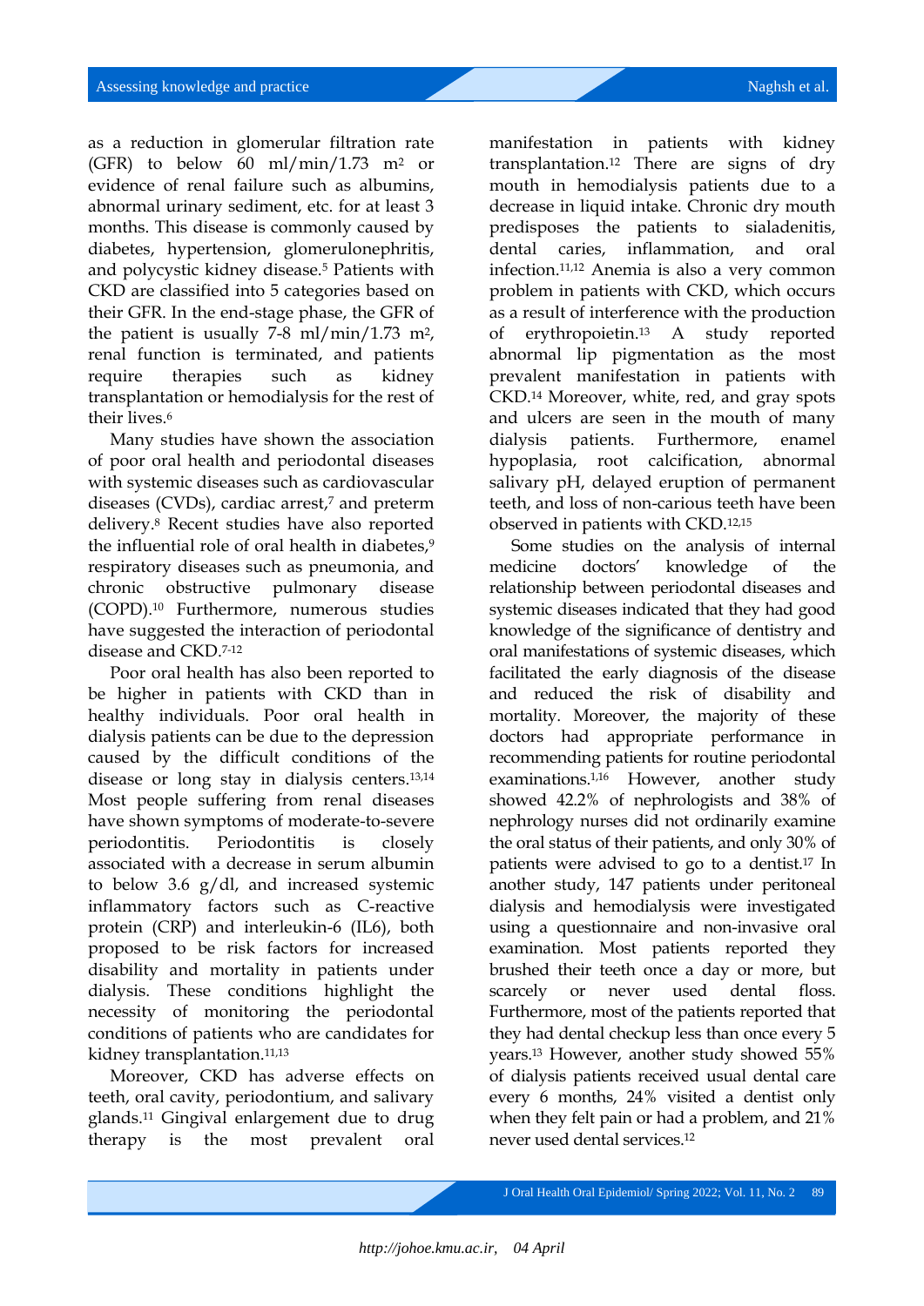as a reduction in glomerular filtration rate (GFR) to below 60 ml/min/1.73 $m^2$ or evidence of renal failure such as albumins, abnormal urinary sediment, etc. for at least 3 months. This disease is commonly caused by diabetes, hypertension, glomerulonephritis, and polycystic kidney disease.[5] Patients with CKD are classified into 5 categories based on their GFR. In the end-stage phase, the GFR of the patient is usually 7-8 ml/min/1.73 $m^2$, renal function is terminated, and patients require therapies such as kidney transplantation or hemodialysis for the rest of their lives.[6]

Many studies have shown the association of poor oral health and periodontal diseases with systemic diseases such as cardiovascular diseases (CVDs), cardiac arrest,[7] and preterm delivery.[8] Recent studies have also reported the influential role of oral health in diabetes,[9] respiratory diseases such as pneumonia, and chronic obstructive pulmonary disease (COPD).[10] Furthermore, numerous studies have suggested the interaction of periodontal disease and CKD.[7-12]

Poor oral health has also been reported to be higher in patients with CKD than in healthy individuals. Poor oral health in dialysis patients can be due to the depression caused by the difficult conditions of the disease or long stay in dialysis centers.[13,14] Most people suffering from renal diseases have shown symptoms of moderate-to-severe periodontitis. Periodontitis is closely associated with a decrease in serum albumin to below 3.6 g/dl, and increased systemic inflammatory factors such as C-reactive protein (CRP) and interleukin-6 (IL6), both proposed to be risk factors for increased disability and mortality in patients under dialysis. These conditions highlight the necessity of monitoring the periodontal conditions of patients who are candidates for kidney transplantation.[11,13]

Moreover, CKD has adverse effects on teeth, oral cavity, periodontium, and salivary glands.[11] Gingival enlargement due to drug therapy is the most prevalent oral manifestation in patients with kidney transplantation.[12] There are signs of dry mouth in hemodialysis patients due to a decrease in liquid intake. Chronic dry mouth predisposes the patients to sialadenitis, dental caries, inflammation, and oral infection.[11,12] Anemia is also a very common problem in patients with CKD, which occurs as a result of interference with the production of erythropoietin.[13] A study reported abnormal lip pigmentation as the most prevalent manifestation in patients with CKD.[14] Moreover, white, red, and gray spots and ulcers are seen in the mouth of many dialysis patients. Furthermore, enamel hypoplasia, root calcification, abnormal salivary pH, delayed eruption of permanent teeth, and loss of non-carious teeth have been observed in patients with CKD.[12,15]

Some studies on the analysis of internal medicine doctors' knowledge of the relationship between periodontal diseases and systemic diseases indicated that they had good knowledge of the significance of dentistry and oral manifestations of systemic diseases, which facilitated the early diagnosis of the disease and reduced the risk of disability and mortality. Moreover, the majority of these doctors had appropriate performance in recommending patients for routine periodontal examinations.[1,16] However, another study showed 42.2% of nephrologists and 38% of nephrology nurses did not ordinarily examine the oral status of their patients, and only 30% of patients were advised to go to a dentist.[17] In another study, 147 patients under peritoneal dialysis and hemodialysis were investigated using a questionnaire and non-invasive oral examination. Most patients reported they brushed their teeth once a day or more, but scarcely or never used dental floss. Furthermore, most of the patients reported that they had dental checkup less than once every 5 years.[13] However, another study showed 55% of dialysis patients received usual dental care every 6 months, 24% visited a dentist only when they felt pain or had a problem, and 21% never used dental services.[12]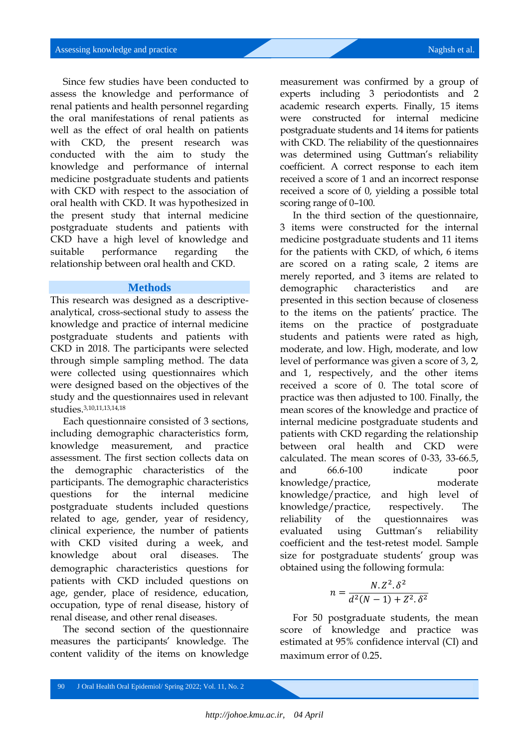Since few studies have been conducted to assess the knowledge and performance of renal patients and health personnel regarding the oral manifestations of renal patients as well as the effect of oral health on patients with CKD, the present research was conducted with the aim to study the knowledge and performance of internal medicine postgraduate students and patients with CKD with respect to the association of oral health with CKD. It was hypothesized in the present study that internal medicine postgraduate students and patients with CKD have a high level of knowledge and suitable performance regarding the relationship between oral health and CKD.

## Methods

This research was designed as a descriptive-analytical, cross-sectional study to assess the knowledge and practice of internal medicine postgraduate students and patients with CKD in 2018. The participants were selected through simple sampling method. The data were collected using questionnaires which were designed based on the objectives of the study and the questionnaires used in relevant studies.[3,10,11,13,14,18]

Each questionnaire consisted of 3 sections, including demographic characteristics form, knowledge measurement, and practice assessment. The first section collects data on the demographic characteristics of the participants. The demographic characteristics questions for the internal medicine postgraduate students included questions related to age, gender, year of residency, clinical experience, the number of patients with CKD visited during a week, and knowledge about oral diseases. The demographic characteristics questions for patients with CKD included questions on age, gender, place of residence, education, occupation, type of renal disease, history of renal disease, and other renal diseases.

The second section of the questionnaire measures the participants' knowledge. The content validity of the items on knowledge measurement was confirmed by a group of experts including 3 periodontists and 2 academic research experts. Finally, 15 items were constructed for internal medicine postgraduate students and 14 items for patients with CKD. The reliability of the questionnaires was determined using Guttman's reliability coefficient. A correct response to each item received a score of 1 and an incorrect response received a score of 0, yielding a possible total scoring range of 0–100.

In the third section of the questionnaire, 3 items were constructed for the internal medicine postgraduate students and 11 items for the patients with CKD, of which, 6 items are scored on a rating scale, 2 items are merely reported, and 3 items are related to demographic characteristics and are presented in this section because of closeness to the items on the patients' practice. The items on the practice of postgraduate students and patients were rated as high, moderate, and low. High, moderate, and low level of performance was given a score of 3, 2, and 1, respectively, and the other items received a score of 0. The total score of practice was then adjusted to 100. Finally, the mean scores of the knowledge and practice of internal medicine postgraduate students and patients with CKD regarding the relationship between oral health and CKD were calculated. The mean scores of 0-33, 33-66.5, and 66.6-100 indicate poor knowledge/practice, moderate knowledge/practice, and high level of knowledge/practice, respectively. The reliability of the questionnaires was evaluated using Guttman's reliability coefficient and the test-retest model. Sample size for postgraduate students' group was obtained using the following formula:

$$n = \frac{N.Z^2.\delta^2}{d^2(N-1) + Z^2.\delta^2}$$

For 50 postgraduate students, the mean score of knowledge and practice was estimated at 95% confidence interval (CI) and maximum error of 0.25.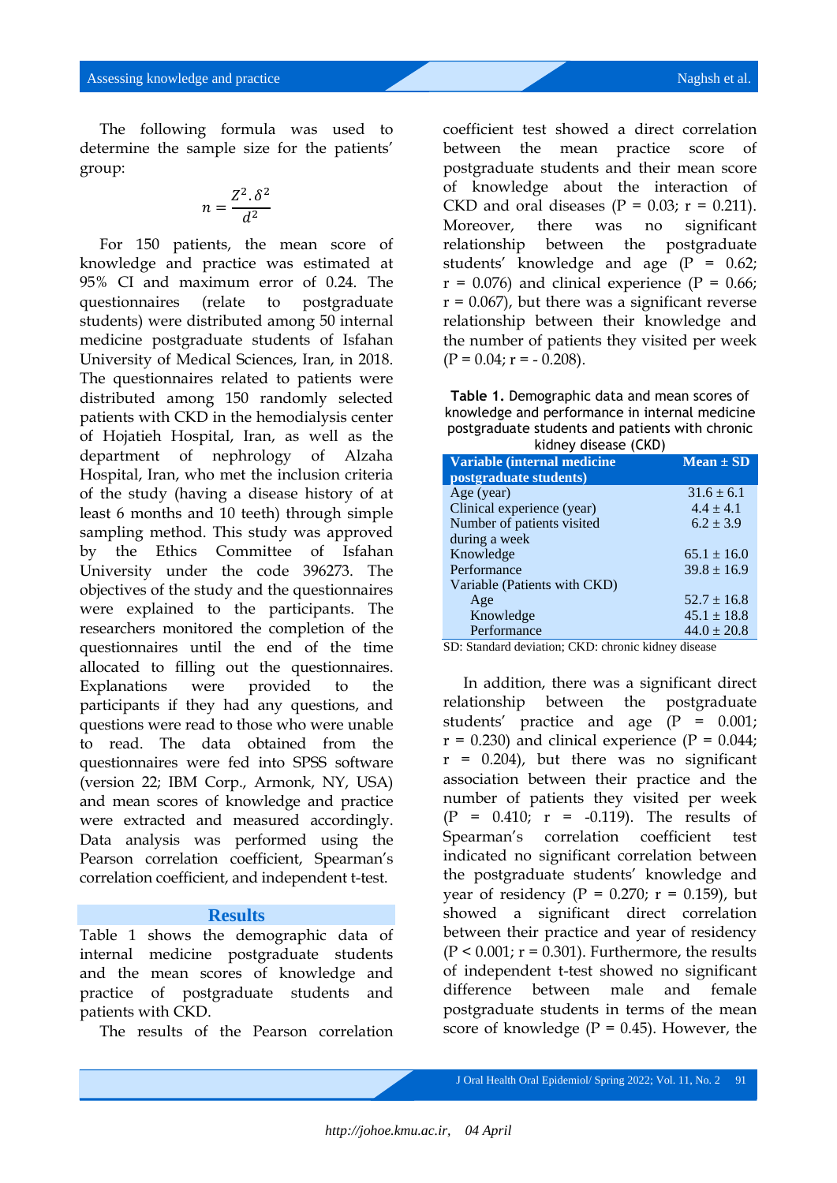The following formula was used to determine the sample size for the patients' group:

$$n = \frac{Z^2.\delta^2}{d^2}$$

For 150 patients, the mean score of knowledge and practice was estimated at 95% CI and maximum error of 0.24. The questionnaires (relate to postgraduate students) were distributed among 50 internal medicine postgraduate students of Isfahan University of Medical Sciences, Iran, in 2018. The questionnaires related to patients were distributed among 150 randomly selected patients with CKD in the hemodialysis center of Hojatieh Hospital, Iran, as well as the department of nephrology of Alzaha Hospital, Iran, who met the inclusion criteria of the study (having a disease history of at least 6 months and 10 teeth) through simple sampling method. This study was approved by the Ethics Committee of Isfahan University under the code 396273. The objectives of the study and the questionnaires were explained to the participants. The researchers monitored the completion of the questionnaires until the end of the time allocated to filling out the questionnaires. Explanations were provided to the participants if they had any questions, and questions were read to those who were unable to read. The data obtained from the questionnaires were fed into SPSS software (version 22; IBM Corp., Armonk, NY, USA) and mean scores of knowledge and practice were extracted and measured accordingly. Data analysis was performed using the Pearson correlation coefficient, Spearman's correlation coefficient, and independent t-test.

## Results

Table 1 shows the demographic data of internal medicine postgraduate students and the mean scores of knowledge and practice of postgraduate students and patients with CKD.

The results of the Pearson correlation coefficient test showed a direct correlation between the mean practice score of postgraduate students and their mean score of knowledge about the interaction of CKD and oral diseases ($P = 0.03$; $r = 0.211$). Moreover, there was no significant relationship between the postgraduate students' knowledge and age ($P = 0.62$; $r = 0.076$) and clinical experience ($P = 0.66$; $r = 0.067$), but there was a significant reverse relationship between their knowledge and the number of patients they visited per week ($P = 0.04$; $r = -0.208$).

**Table 1.** Demographic data and mean scores of knowledge and performance in internal medicine postgraduate students and patients with chronic kidney disease (CKD)

| Variable (internal medicine postgraduate students) | Mean ± SD |
|---|---|
| Age (year) | 31.6 ± 6.1 |
| Clinical experience (year) | 4.4 ± 4.1 |
| Number of patients visited during a week | 6.2 ± 3.9 |
| Knowledge | 65.1 ± 16.0 |
| Performance | 39.8 ± 16.9 |
| Variable (Patients with CKD) | |
| Age | 52.7 ± 16.8 |
| Knowledge | 45.1 ± 18.8 |
| Performance | 44.0 ± 20.8 |

SD: Standard deviation; CKD: chronic kidney disease

In addition, there was a significant direct relationship between the postgraduate students' practice and age ($P = 0.001$; $r = 0.230$) and clinical experience ($P = 0.044$; $r = 0.204$), but there was no significant association between their practice and the number of patients they visited per week ($P = 0.410$; $r = -0.119$). The results of Spearman's correlation coefficient test indicated no significant correlation between the postgraduate students' knowledge and year of residency ($P = 0.270$; $r = 0.159$), but showed a significant direct correlation between their practice and year of residency ($P < 0.001$; $r = 0.301$). Furthermore, the results of independent t-test showed no significant difference between male and female postgraduate students in terms of the mean score of knowledge ($P = 0.45$). However, the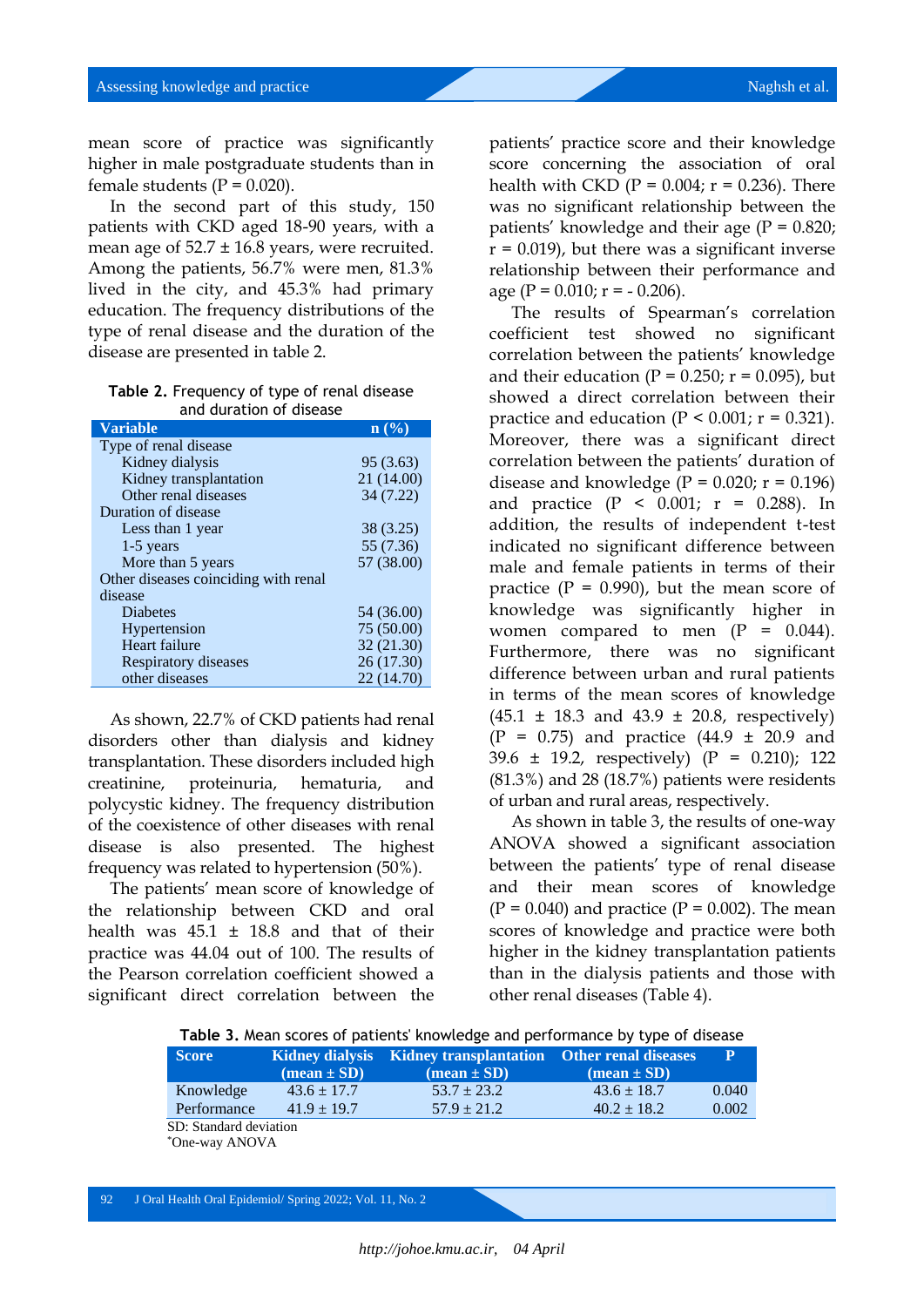mean score of practice was significantly higher in male postgraduate students than in female students (P = 0.020).

In the second part of this study, 150 patients with CKD aged 18-90 years, with a mean age of 52.7 ± 16.8 years, were recruited. Among the patients, 56.7% were men, 81.3% lived in the city, and 45.3% had primary education. The frequency distributions of the type of renal disease and the duration of the disease are presented in table 2.

**Table 2.** Frequency of type of renal disease and duration of disease

| Variable | n (%) |
|---|---|
| Type of renal disease | |
| Kidney dialysis | 95 (3.63) |
| Kidney transplantation | 21 (14.00) |
| Other renal diseases | 34 (7.22) |
| Duration of disease | |
| Less than 1 year | 38 (3.25) |
| 1-5 years | 55 (7.36) |
| More than 5 years | 57 (38.00) |
| Other diseases coinciding with renal disease | |
| Diabetes | 54 (36.00) |
| Hypertension | 75 (50.00) |
| Heart failure | 32 (21.30) |
| Respiratory diseases | 26 (17.30) |
| other diseases | 22 (14.70) |

As shown, 22.7% of CKD patients had renal disorders other than dialysis and kidney transplantation. These disorders included high creatinine, proteinuria, hematuria, and polycystic kidney. The frequency distribution of the coexistence of other diseases with renal disease is also presented. The highest frequency was related to hypertension (50%).

The patients' mean score of knowledge of the relationship between CKD and oral health was 45.1 ± 18.8 and that of their practice was 44.04 out of 100. The results of the Pearson correlation coefficient showed a significant direct correlation between the patients' practice score and their knowledge score concerning the association of oral health with CKD (P = 0.004; r = 0.236). There was no significant relationship between the patients' knowledge and their age (P = 0.820; r = 0.019), but there was a significant inverse relationship between their performance and age (P = 0.010; r = - 0.206).

The results of Spearman's correlation coefficient test showed no significant correlation between the patients' knowledge and their education (P = 0.250; r = 0.095), but showed a direct correlation between their practice and education (P < 0.001; r = 0.321). Moreover, there was a significant direct correlation between the patients' duration of disease and knowledge (P = 0.020; r = 0.196) and practice (P < 0.001; r = 0.288). In addition, the results of independent t-test indicated no significant difference between male and female patients in terms of their practice (P = 0.990), but the mean score of knowledge was significantly higher in women compared to men (P = 0.044). Furthermore, there was no significant difference between urban and rural patients in terms of the mean scores of knowledge (45.1 ± 18.3 and 43.9 ± 20.8, respectively) (P = 0.75) and practice (44.9 ± 20.9 and 39.6 ± 19.2, respectively) (P = 0.210); 122 (81.3%) and 28 (18.7%) patients were residents of urban and rural areas, respectively.

As shown in table 3, the results of one-way ANOVA showed a significant association between the patients' type of renal disease and their mean scores of knowledge (P = 0.040) and practice (P = 0.002). The mean scores of knowledge and practice were both higher in the kidney transplantation patients than in the dialysis patients and those with other renal diseases (Table 4).

**Table 3.** Mean scores of patients' knowledge and performance by type of disease

| Score | Kidney dialysis (mean ± SD) | Kidney transplantation (mean ± SD) | Other renal diseases (mean ± SD) | P |
|---|---|---|---|---|
| Knowledge | 43.6 ± 17.7 | 53.7 ± 23.2 | 43.6 ± 18.7 | 0.040 |
| Performance | 41.9 ± 19.7 | 57.9 ± 21.2 | 40.2 ± 18.2 | 0.002 |

SD: Standard deviation
*One-way ANOVA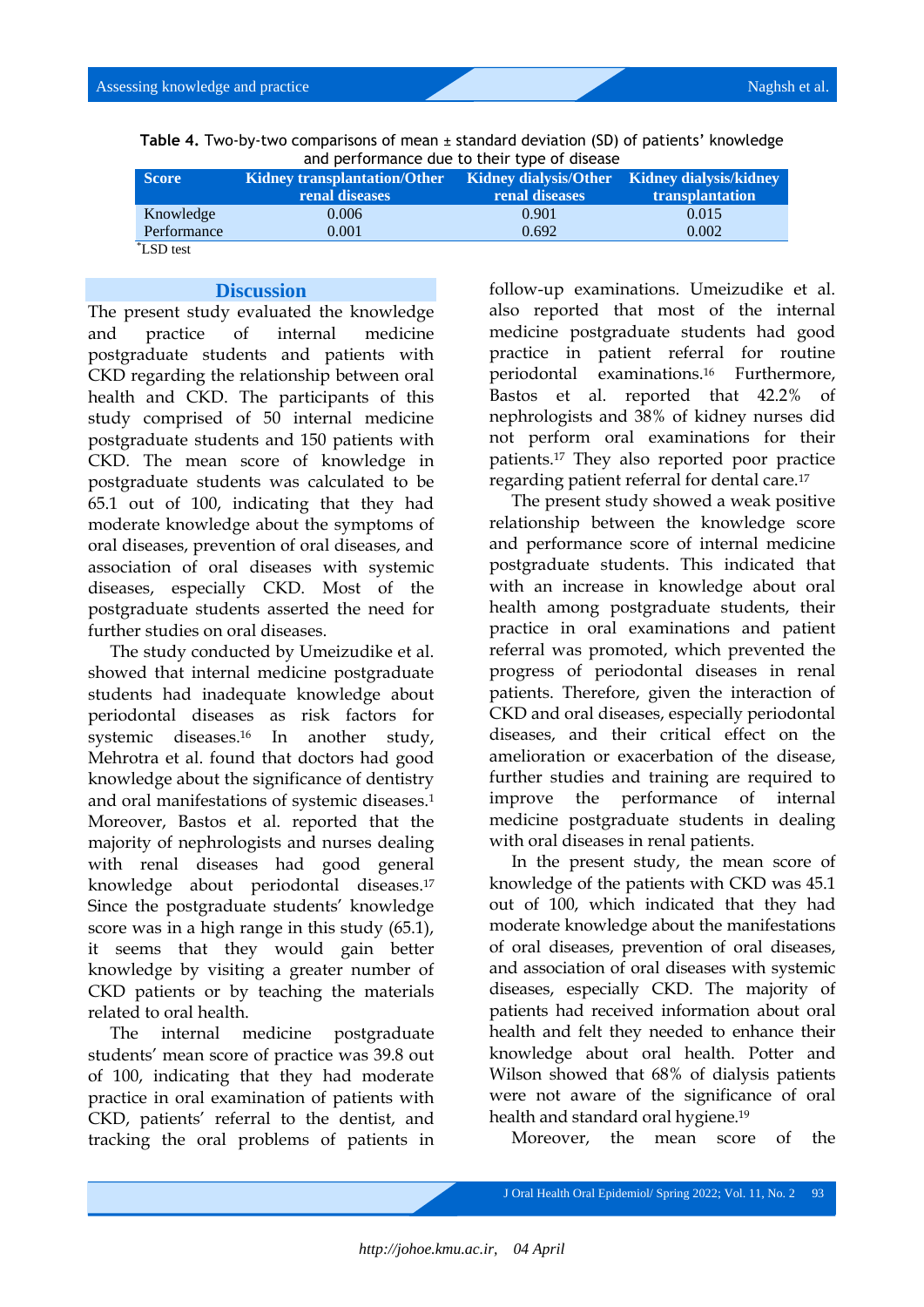**Table 4.** Two-by-two comparisons of mean ± standard deviation (SD) of patients' knowledge and performance due to their type of disease

| Score | Kidney transplantation/Other renal diseases | Kidney dialysis/Other renal diseases | Kidney dialysis/kidney transplantation |
|---|---|---|---|
| Knowledge | 0.006 | 0.901 | 0.015 |
| Performance | 0.001 | 0.692 | 0.002 |

*LSD test

## Discussion

The present study evaluated the knowledge and practice of internal medicine postgraduate students and patients with CKD regarding the relationship between oral health and CKD. The participants of this study comprised of 50 internal medicine postgraduate students and 150 patients with CKD. The mean score of knowledge in postgraduate students was calculated to be 65.1 out of 100, indicating that they had moderate knowledge about the symptoms of oral diseases, prevention of oral diseases, and association of oral diseases with systemic diseases, especially CKD. Most of the postgraduate students asserted the need for further studies on oral diseases.

The study conducted by Umeizudike et al. showed that internal medicine postgraduate students had inadequate knowledge about periodontal diseases as risk factors for systemic diseases.[16] In another study, Mehrotra et al. found that doctors had good knowledge about the significance of dentistry and oral manifestations of systemic diseases.[1] Moreover, Bastos et al. reported that the majority of nephrologists and nurses dealing with renal diseases had good general knowledge about periodontal diseases.[17] Since the postgraduate students' knowledge score was in a high range in this study (65.1), it seems that they would gain better knowledge by visiting a greater number of CKD patients or by teaching the materials related to oral health.

The internal medicine postgraduate students' mean score of practice was 39.8 out of 100, indicating that they had moderate practice in oral examination of patients with CKD, patients' referral to the dentist, and tracking the oral problems of patients in follow-up examinations. Umeizudike et al. also reported that most of the internal medicine postgraduate students had good practice in patient referral for routine periodontal examinations.[16] Furthermore, Bastos et al. reported that 42.2% of nephrologists and 38% of kidney nurses did not perform oral examinations for their patients.[17] They also reported poor practice regarding patient referral for dental care.[17]

The present study showed a weak positive relationship between the knowledge score and performance score of internal medicine postgraduate students. This indicated that with an increase in knowledge about oral health among postgraduate students, their practice in oral examinations and patient referral was promoted, which prevented the progress of periodontal diseases in renal patients. Therefore, given the interaction of CKD and oral diseases, especially periodontal diseases, and their critical effect on the amelioration or exacerbation of the disease, further studies and training are required to improve the performance of internal medicine postgraduate students in dealing with oral diseases in renal patients.

In the present study, the mean score of knowledge of the patients with CKD was 45.1 out of 100, which indicated that they had moderate knowledge about the manifestations of oral diseases, prevention of oral diseases, and association of oral diseases with systemic diseases, especially CKD. The majority of patients had received information about oral health and felt they needed to enhance their knowledge about oral health. Potter and Wilson showed that 68% of dialysis patients were not aware of the significance of oral health and standard oral hygiene.[19]

Moreover, the mean score of the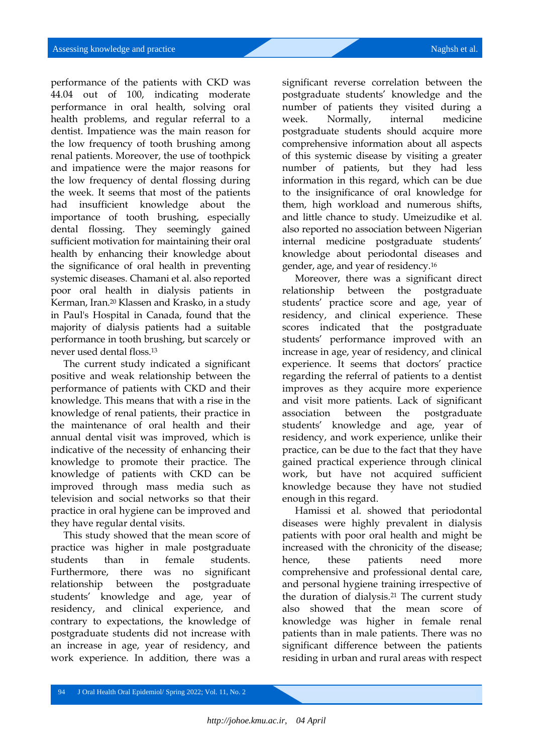performance of the patients with CKD was 44.04 out of 100, indicating moderate performance in oral health, solving oral health problems, and regular referral to a dentist. Impatience was the main reason for the low frequency of tooth brushing among renal patients. Moreover, the use of toothpick and impatience were the major reasons for the low frequency of dental flossing during the week. It seems that most of the patients had insufficient knowledge about the importance of tooth brushing, especially dental flossing. They seemingly gained sufficient motivation for maintaining their oral health by enhancing their knowledge about the significance of oral health in preventing systemic diseases. Chamani et al. also reported poor oral health in dialysis patients in Kerman, Iran.[20] Klassen and Krasko, in a study in Paul's Hospital in Canada, found that the majority of dialysis patients had a suitable performance in tooth brushing, but scarcely or never used dental floss.[13]

The current study indicated a significant positive and weak relationship between the performance of patients with CKD and their knowledge. This means that with a rise in the knowledge of renal patients, their practice in the maintenance of oral health and their annual dental visit was improved, which is indicative of the necessity of enhancing their knowledge to promote their practice. The knowledge of patients with CKD can be improved through mass media such as television and social networks so that their practice in oral hygiene can be improved and they have regular dental visits.

This study showed that the mean score of practice was higher in male postgraduate students than in female students. Furthermore, there was no significant relationship between the postgraduate students' knowledge and age, year of residency, and clinical experience, and contrary to expectations, the knowledge of postgraduate students did not increase with an increase in age, year of residency, and work experience. In addition, there was a significant reverse correlation between the postgraduate students' knowledge and the number of patients they visited during a week. Normally, internal medicine postgraduate students should acquire more comprehensive information about all aspects of this systemic disease by visiting a greater number of patients, but they had less information in this regard, which can be due to the insignificance of oral knowledge for them, high workload and numerous shifts, and little chance to study. Umeizudike et al. also reported no association between Nigerian internal medicine postgraduate students' knowledge about periodontal diseases and gender, age, and year of residency.[16]

Moreover, there was a significant direct relationship between the postgraduate students' practice score and age, year of residency, and clinical experience. These scores indicated that the postgraduate students' performance improved with an increase in age, year of residency, and clinical experience. It seems that doctors' practice regarding the referral of patients to a dentist improves as they acquire more experience and visit more patients. Lack of significant association between the postgraduate students' knowledge and age, year of residency, and work experience, unlike their practice, can be due to the fact that they have gained practical experience through clinical work, but have not acquired sufficient knowledge because they have not studied enough in this regard.

Hamissi et al. showed that periodontal diseases were highly prevalent in dialysis patients with poor oral health and might be increased with the chronicity of the disease; hence, these patients need more comprehensive and professional dental care, and personal hygiene training irrespective of the duration of dialysis.[21] The current study also showed that the mean score of knowledge was higher in female renal patients than in male patients. There was no significant difference between the patients residing in urban and rural areas with respect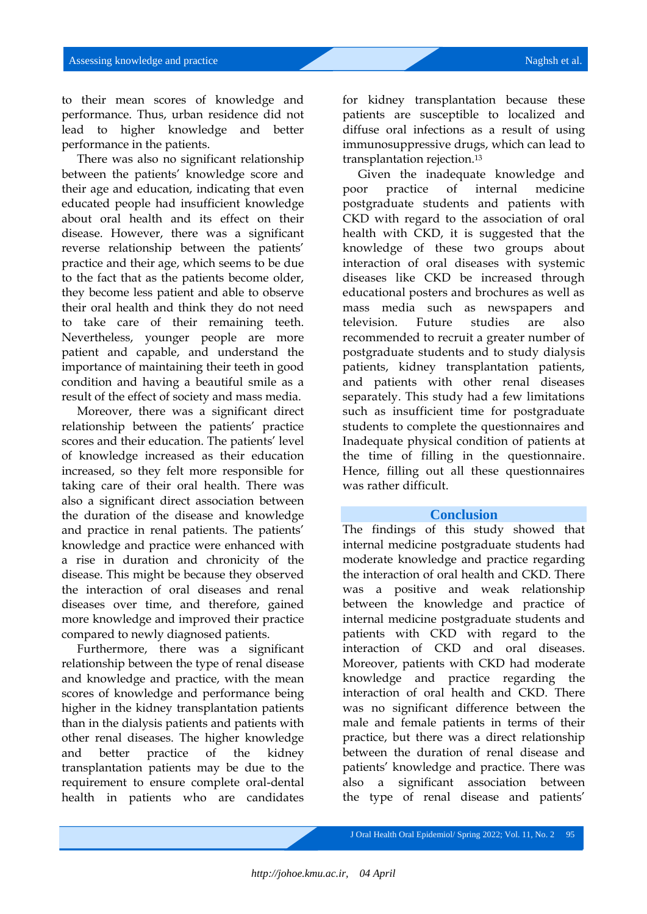to their mean scores of knowledge and performance. Thus, urban residence did not lead to higher knowledge and better performance in the patients.

There was also no significant relationship between the patients' knowledge score and their age and education, indicating that even educated people had insufficient knowledge about oral health and its effect on their disease. However, there was a significant reverse relationship between the patients' practice and their age, which seems to be due to the fact that as the patients become older, they become less patient and able to observe their oral health and think they do not need to take care of their remaining teeth. Nevertheless, younger people are more patient and capable, and understand the importance of maintaining their teeth in good condition and having a beautiful smile as a result of the effect of society and mass media.

Moreover, there was a significant direct relationship between the patients' practice scores and their education. The patients' level of knowledge increased as their education increased, so they felt more responsible for taking care of their oral health. There was also a significant direct association between the duration of the disease and knowledge and practice in renal patients. The patients' knowledge and practice were enhanced with a rise in duration and chronicity of the disease. This might be because they observed the interaction of oral diseases and renal diseases over time, and therefore, gained more knowledge and improved their practice compared to newly diagnosed patients.

Furthermore, there was a significant relationship between the type of renal disease and knowledge and practice, with the mean scores of knowledge and performance being higher in the kidney transplantation patients than in the dialysis patients and patients with other renal diseases. The higher knowledge and better practice of the kidney transplantation patients may be due to the requirement to ensure complete oral-dental health in patients who are candidates for kidney transplantation because these patients are susceptible to localized and diffuse oral infections as a result of using immunosuppressive drugs, which can lead to transplantation rejection.[13]

Given the inadequate knowledge and poor practice of internal medicine postgraduate students and patients with CKD with regard to the association of oral health with CKD, it is suggested that the knowledge of these two groups about interaction of oral diseases with systemic diseases like CKD be increased through educational posters and brochures as well as mass media such as newspapers and television. Future studies are also recommended to recruit a greater number of postgraduate students and to study dialysis patients, kidney transplantation patients, and patients with other renal diseases separately. This study had a few limitations such as insufficient time for postgraduate students to complete the questionnaires and Inadequate physical condition of patients at the time of filling in the questionnaire. Hence, filling out all these questionnaires was rather difficult.

## Conclusion

The findings of this study showed that internal medicine postgraduate students had moderate knowledge and practice regarding the interaction of oral health and CKD. There was a positive and weak relationship between the knowledge and practice of internal medicine postgraduate students and patients with CKD with regard to the interaction of CKD and oral diseases. Moreover, patients with CKD had moderate knowledge and practice regarding the interaction of oral health and CKD. There was no significant difference between the male and female patients in terms of their practice, but there was a direct relationship between the duration of renal disease and patients' knowledge and practice. There was also a significant association between the type of renal disease and patients'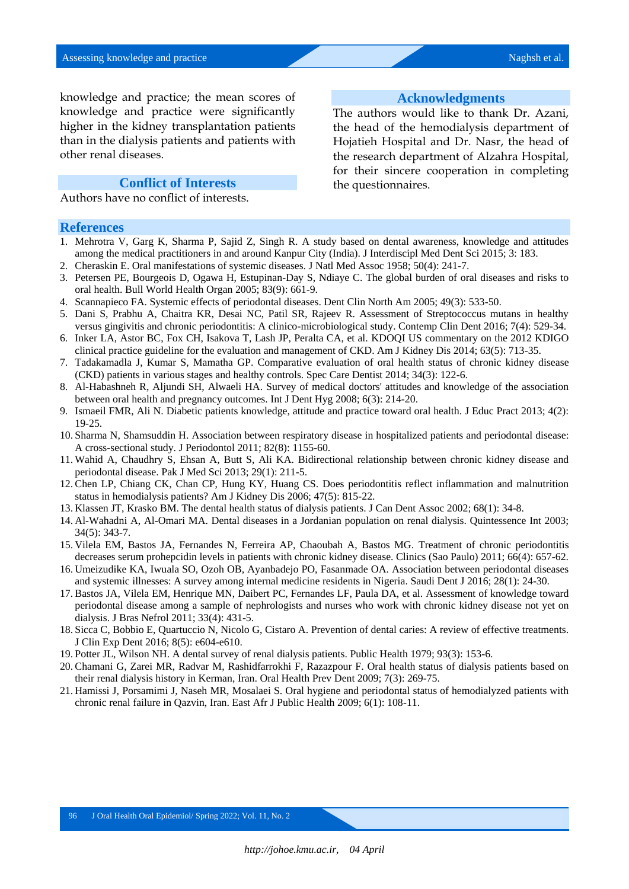knowledge and practice; the mean scores of knowledge and practice were significantly higher in the kidney transplantation patients than in the dialysis patients and patients with other renal diseases.

## Conflict of Interests

Authors have no conflict of interests.

## Acknowledgments

The authors would like to thank Dr. Azani, the head of the hemodialysis department of Hojatieh Hospital and Dr. Nasr, the head of the research department of Alzahra Hospital, for their sincere cooperation in completing the questionnaires.

## References

1. Mehrotra V, Garg K, Sharma P, Sajid Z, Singh R. A study based on dental awareness, knowledge and attitudes among the medical practitioners in and around Kanpur City (India). J Interdiscipl Med Dent Sci 2015; 3: 183.
2. Cheraskin E. Oral manifestations of systemic diseases. J Natl Med Assoc 1958; 50(4): 241-7.
3. Petersen PE, Bourgeois D, Ogawa H, Estupinan-Day S, Ndiaye C. The global burden of oral diseases and risks to oral health. Bull World Health Organ 2005; 83(9): 661-9.
4. Scannapieco FA. Systemic effects of periodontal diseases. Dent Clin North Am 2005; 49(3): 533-50.
5. Dani S, Prabhu A, Chaitra KR, Desai NC, Patil SR, Rajeev R. Assessment of Streptococcus mutans in healthy versus gingivitis and chronic periodontitis: A clinico-microbiological study. Contemp Clin Dent 2016; 7(4): 529-34.
6. Inker LA, Astor BC, Fox CH, Isakova T, Lash JP, Peralta CA, et al. KDOQI US commentary on the 2012 KDIGO clinical practice guideline for the evaluation and management of CKD. Am J Kidney Dis 2014; 63(5): 713-35.
7. Tadakamadla J, Kumar S, Mamatha GP. Comparative evaluation of oral health status of chronic kidney disease (CKD) patients in various stages and healthy controls. Spec Care Dentist 2014; 34(3): 122-6.
8. Al-Habashneh R, Aljundi SH, Alwaeli HA. Survey of medical doctors' attitudes and knowledge of the association between oral health and pregnancy outcomes. Int J Dent Hyg 2008; 6(3): 214-20.
9. Ismaeil FMR, Ali N. Diabetic patients knowledge, attitude and practice toward oral health. J Educ Pract 2013; 4(2): 19-25.
10. Sharma N, Shamsuddin H. Association between respiratory disease in hospitalized patients and periodontal disease: A cross-sectional study. J Periodontol 2011; 82(8): 1155-60.
11. Wahid A, Chaudhry S, Ehsan A, Butt S, Ali KA. Bidirectional relationship between chronic kidney disease and periodontal disease. Pak J Med Sci 2013; 29(1): 211-5.
12. Chen LP, Chiang CK, Chan CP, Hung KY, Huang CS. Does periodontitis reflect inflammation and malnutrition status in hemodialysis patients? Am J Kidney Dis 2006; 47(5): 815-22.
13. Klassen JT, Krasko BM. The dental health status of dialysis patients. J Can Dent Assoc 2002; 68(1): 34-8.
14. Al-Wahadni A, Al-Omari MA. Dental diseases in a Jordanian population on renal dialysis. Quintessence Int 2003; 34(5): 343-7.
15. Vilela EM, Bastos JA, Fernandes N, Ferreira AP, Chaoubah A, Bastos MG. Treatment of chronic periodontitis decreases serum prohepcidin levels in patients with chronic kidney disease. Clinics (Sao Paulo) 2011; 66(4): 657-62.
16. Umeizudike KA, Iwuala SO, Ozoh OB, Ayanbadejo PO, Fasanmade OA. Association between periodontal diseases and systemic illnesses: A survey among internal medicine residents in Nigeria. Saudi Dent J 2016; 28(1): 24-30.
17. Bastos JA, Vilela EM, Henrique MN, Daibert PC, Fernandes LF, Paula DA, et al. Assessment of knowledge toward periodontal disease among a sample of nephrologists and nurses who work with chronic kidney disease not yet on dialysis. J Bras Nefrol 2011; 33(4): 431-5.
18. Sicca C, Bobbio E, Quartuccio N, Nicolo G, Cistaro A. Prevention of dental caries: A review of effective treatments. J Clin Exp Dent 2016; 8(5): e604-e610.
19. Potter JL, Wilson NH. A dental survey of renal dialysis patients. Public Health 1979; 93(3): 153-6.
20. Chamani G, Zarei MR, Radvar M, Rashidfarrokhi F, Razazpour F. Oral health status of dialysis patients based on their renal dialysis history in Kerman, Iran. Oral Health Prev Dent 2009; 7(3): 269-75.
21. Hamissi J, Porsamimi J, Naseh MR, Mosalaei S. Oral hygiene and periodontal status of hemodialyzed patients with chronic renal failure in Qazvin, Iran. East Afr J Public Health 2009; 6(1): 108-11.